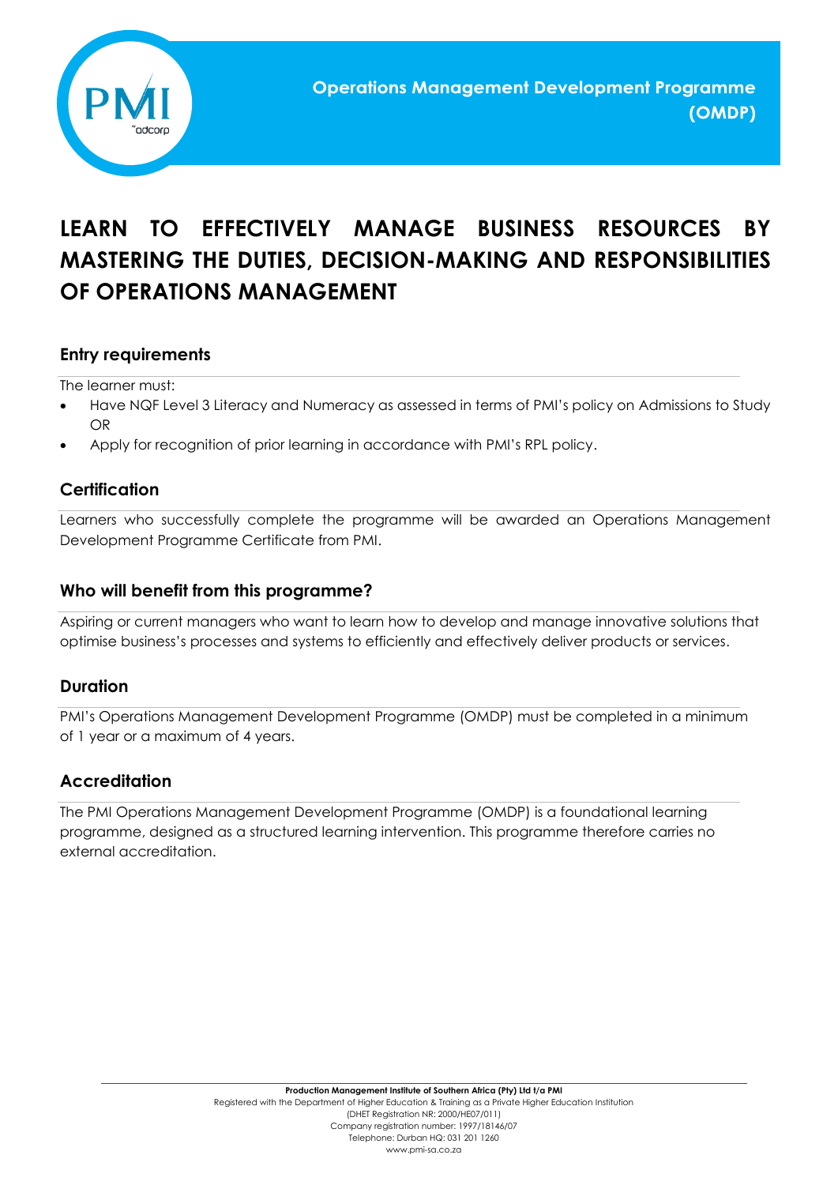# Operations Management Development Programme (OMDP)

## LEARN TO EFFECTIVELY MANAGE BUSINESS RESOURCES BY MASTERING THE DUTIES, DECISION-MAKING AND RESPONSIBILITIES OF OPERATIONS MANAGEMENT

### Entry requirements

The learner must:

- Have NQF Level 3 Literacy and Numeracy as assessed in terms of PMI's policy on Admissions to Study OR
- Apply for recognition of prior learning in accordance with PMI's RPL policy.

### Certification

Learners who successfully complete the programme will be awarded an Operations Management Development Programme Certificate from PMI.

### Who will benefit from this programme?

Aspiring or current managers who want to learn how to develop and manage innovative solutions that optimise business's processes and systems to efficiently and effectively deliver products or services.

### Duration

PMI's Operations Management Development Programme (OMDP) must be completed in a minimum of 1 year or a maximum of 4 years.

### Accreditation

The PMI Operations Management Development Programme (OMDP) is a foundational learning programme, designed as a structured learning intervention. This programme therefore carries no external accreditation.

**Production Management Institute of Southern Africa (Pty) Ltd t/a PMI**
Registered with the Department of Higher Education & Training as a Private Higher Education Institution
(DHET Registration NR: 2000/HE07/011)
Company registration number: 1997/18146/07
Telephone: Durban HQ: 031 201 1260
www.pmi-sa.co.za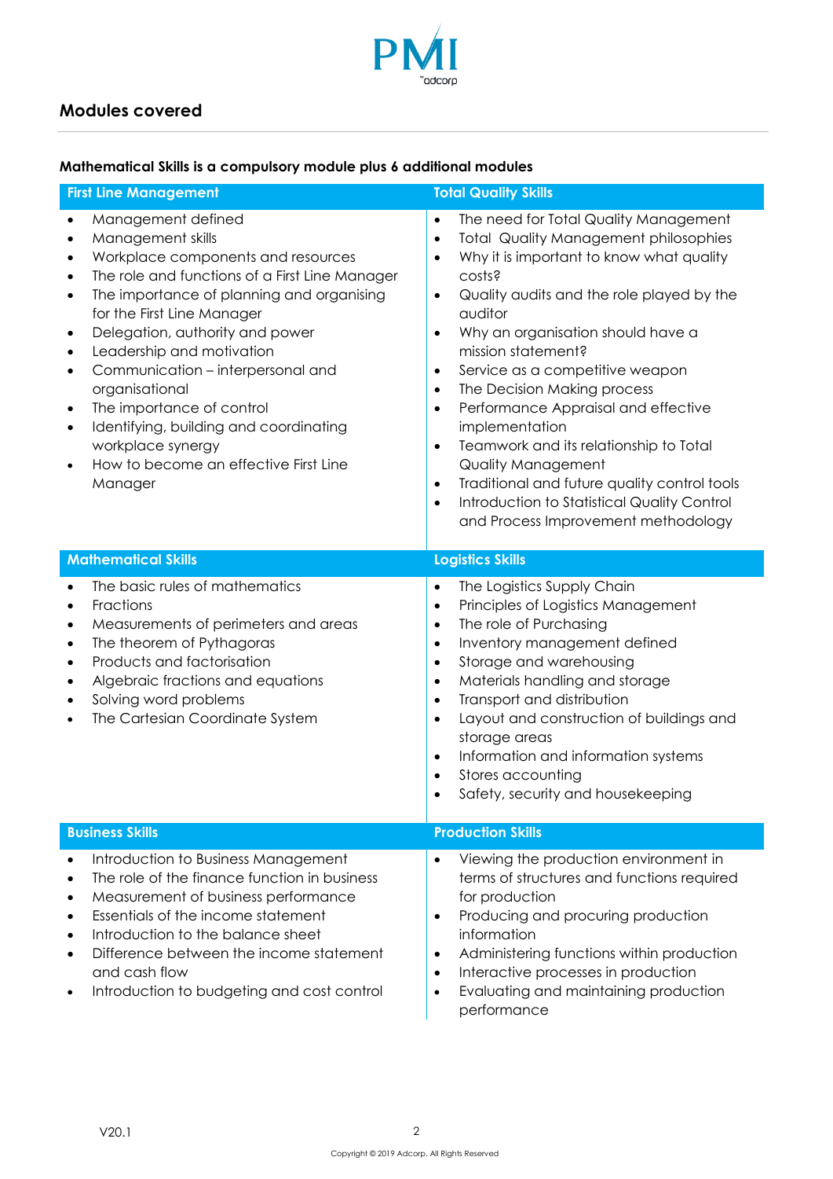## Modules covered

**Mathematical Skills is a compulsory module plus 6 additional modules**

### First Line Management

- Management defined
- Management skills
- Workplace components and resources
- The role and functions of a First Line Manager
- The importance of planning and organising for the First Line Manager
- Delegation, authority and power
- Leadership and motivation
- Communication – interpersonal and organisational
- The importance of control
- Identifying, building and coordinating workplace synergy
- How to become an effective First Line Manager

### Total Quality Skills

- The need for Total Quality Management
- Total Quality Management philosophies
- Why it is important to know what quality costs?
- Quality audits and the role played by the auditor
- Why an organisation should have a mission statement?
- Service as a competitive weapon
- The Decision Making process
- Performance Appraisal and effective implementation
- Teamwork and its relationship to Total Quality Management
- Traditional and future quality control tools
- Introduction to Statistical Quality Control and Process Improvement methodology

### Mathematical Skills

- The basic rules of mathematics
- Fractions
- Measurements of perimeters and areas
- The theorem of Pythagoras
- Products and factorisation
- Algebraic fractions and equations
- Solving word problems
- The Cartesian Coordinate System

### Logistics Skills

- The Logistics Supply Chain
- Principles of Logistics Management
- The role of Purchasing
- Inventory management defined
- Storage and warehousing
- Materials handling and storage
- Transport and distribution
- Layout and construction of buildings and storage areas
- Information and information systems
- Stores accounting
- Safety, security and housekeeping

### Business Skills

- Introduction to Business Management
- The role of the finance function in business
- Measurement of business performance
- Essentials of the income statement
- Introduction to the balance sheet
- Difference between the income statement and cash flow
- Introduction to budgeting and cost control

### Production Skills

- Viewing the production environment in terms of structures and functions required for production
- Producing and procuring production information
- Administering functions within production
- Interactive processes in production
- Evaluating and maintaining production performance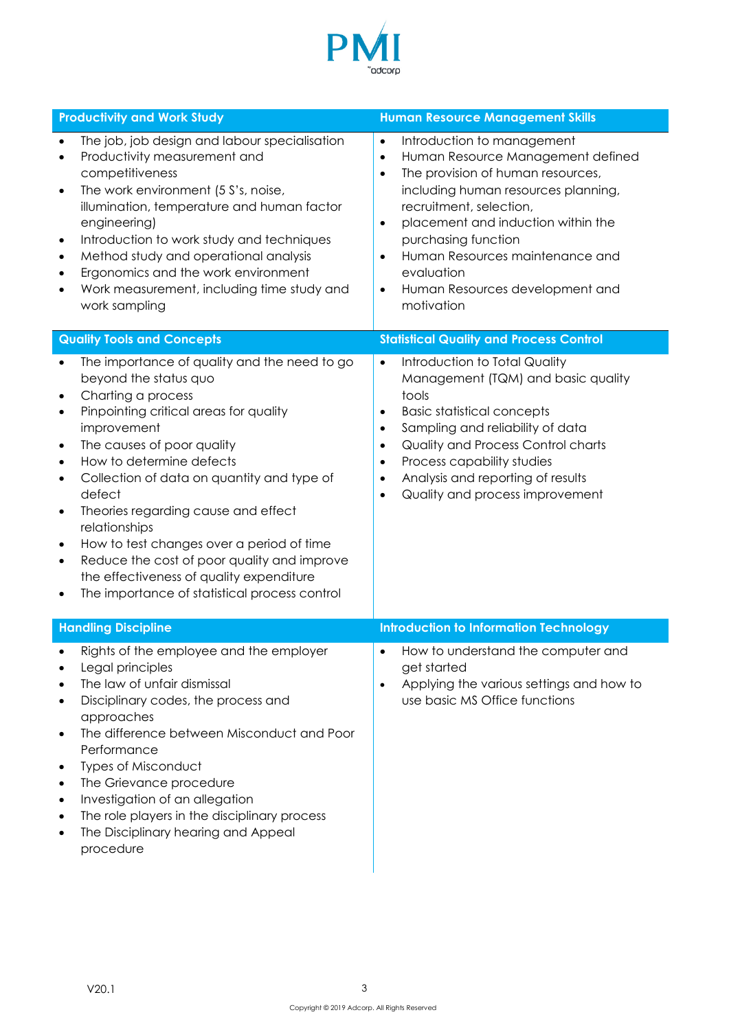## Productivity and Work Study

- The job, job design and labour specialisation
- Productivity measurement and competitiveness
- The work environment (5 S's, noise, illumination, temperature and human factor engineering)
- Introduction to work study and techniques
- Method study and operational analysis
- Ergonomics and the work environment
- Work measurement, including time study and work sampling

## Human Resource Management Skills

- Introduction to management
- Human Resource Management defined
- The provision of human resources, including human resources planning, recruitment, selection,
- placement and induction within the purchasing function
- Human Resources maintenance and evaluation
- Human Resources development and motivation

## Quality Tools and Concepts

- The importance of quality and the need to go beyond the status quo
- Charting a process
- Pinpointing critical areas for quality improvement
- The causes of poor quality
- How to determine defects
- Collection of data on quantity and type of defect
- Theories regarding cause and effect relationships
- How to test changes over a period of time
- Reduce the cost of poor quality and improve the effectiveness of quality expenditure
- The importance of statistical process control

## Statistical Quality and Process Control

- Introduction to Total Quality Management (TQM) and basic quality tools
- Basic statistical concepts
- Sampling and reliability of data
- Quality and Process Control charts
- Process capability studies
- Analysis and reporting of results
- Quality and process improvement

## Handling Discipline

- Rights of the employee and the employer
- Legal principles
- The law of unfair dismissal
- Disciplinary codes, the process and approaches
- The difference between Misconduct and Poor Performance
- Types of Misconduct
- The Grievance procedure
- Investigation of an allegation
- The role players in the disciplinary process
- The Disciplinary hearing and Appeal procedure

## Introduction to Information Technology

- How to understand the computer and get started
- Applying the various settings and how to use basic MS Office functions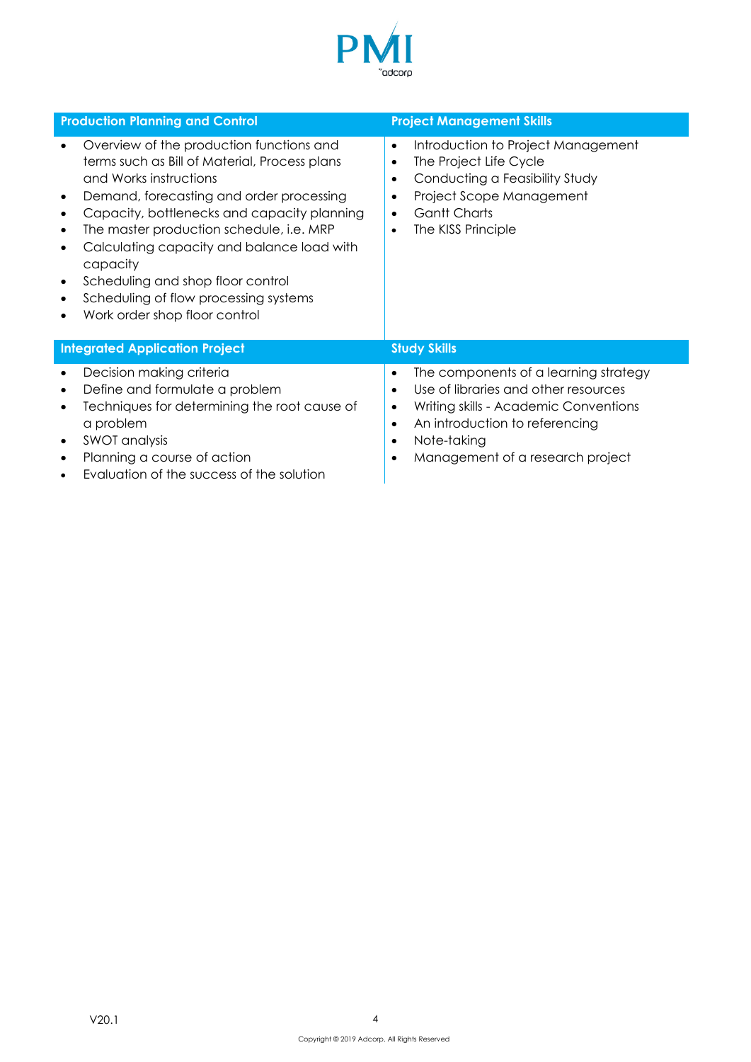## Production Planning and Control

- Overview of the production functions and terms such as Bill of Material, Process plans and Works instructions
- Demand, forecasting and order processing
- Capacity, bottlenecks and capacity planning
- The master production schedule, i.e. MRP
- Calculating capacity and balance load with capacity
- Scheduling and shop floor control
- Scheduling of flow processing systems
- Work order shop floor control

## Project Management Skills

- Introduction to Project Management
- The Project Life Cycle
- Conducting a Feasibility Study
- Project Scope Management
- Gantt Charts
- The KISS Principle

## Integrated Application Project

- Decision making criteria
- Define and formulate a problem
- Techniques for determining the root cause of a problem
- SWOT analysis
- Planning a course of action
- Evaluation of the success of the solution

## Study Skills

- The components of a learning strategy
- Use of libraries and other resources
- Writing skills - Academic Conventions
- An introduction to referencing
- Note-taking
- Management of a research project